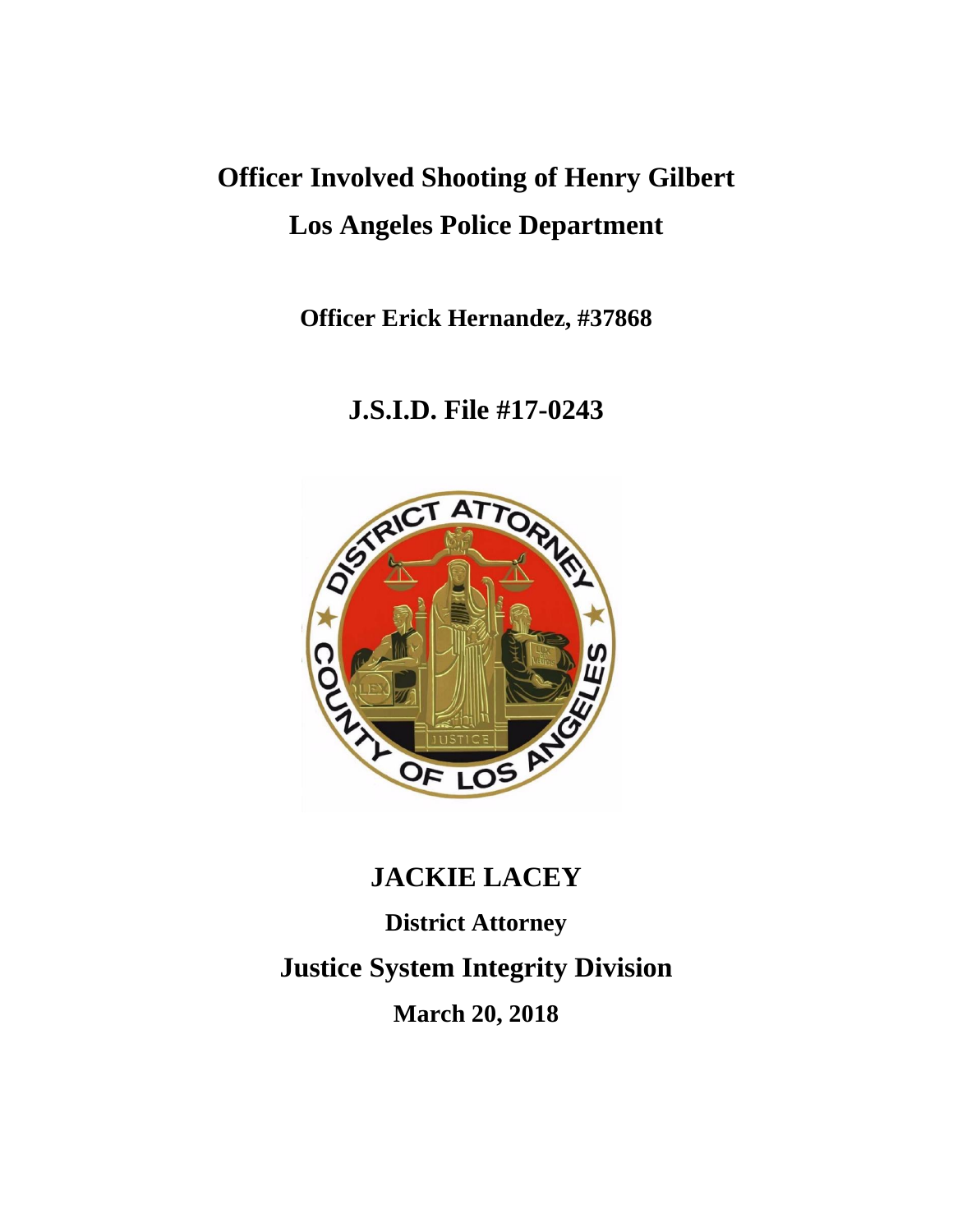# Officer Involved Shooting of Henry Gilbert

# Los Angeles Police Department

**Officer Erick Hernandez, #37868**

## J.S.I.D. File #17-0243

## JACKIE LACEY

**District Attorney**

## Justice System Integrity Division

**March 20, 2018**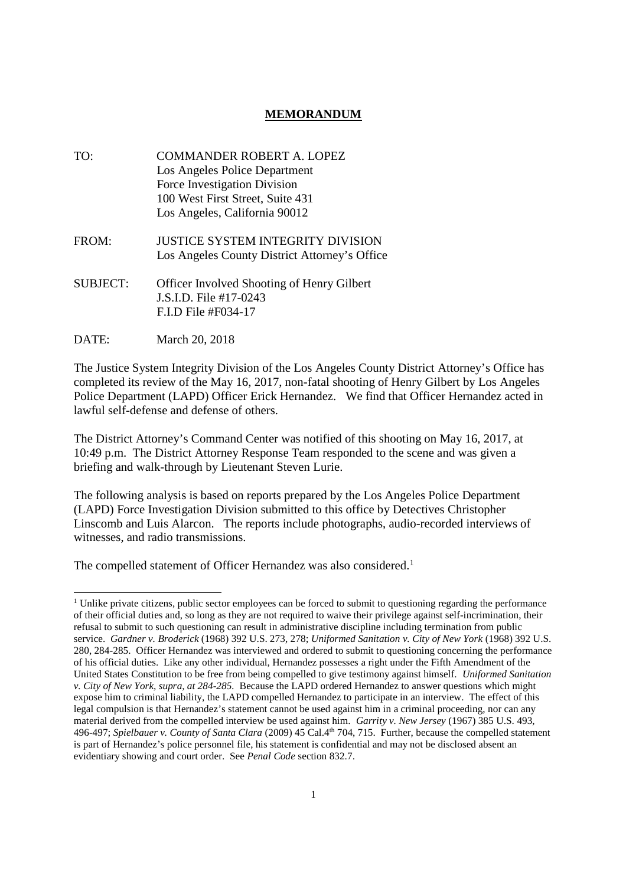# **MEMORANDUM**

TO: COMMANDER ROBERT A. LOPEZ
Los Angeles Police Department
Force Investigation Division
100 West First Street, Suite 431
Los Angeles, California 90012

FROM: JUSTICE SYSTEM INTEGRITY DIVISION
Los Angeles County District Attorney's Office

SUBJECT: Officer Involved Shooting of Henry Gilbert
J.S.I.D. File #17-0243
F.I.D File #F034-17

DATE: March 20, 2018

The Justice System Integrity Division of the Los Angeles County District Attorney's Office has completed its review of the May 16, 2017, non-fatal shooting of Henry Gilbert by Los Angeles Police Department (LAPD) Officer Erick Hernandez. We find that Officer Hernandez acted in lawful self-defense and defense of others.

The District Attorney's Command Center was notified of this shooting on May 16, 2017, at 10:49 p.m. The District Attorney Response Team responded to the scene and was given a briefing and walk-through by Lieutenant Steven Lurie.

The following analysis is based on reports prepared by the Los Angeles Police Department (LAPD) Force Investigation Division submitted to this office by Detectives Christopher Linscomb and Luis Alarcon. The reports include photographs, audio-recorded interviews of witnesses, and radio transmissions.

The compelled statement of Officer Hernandez was also considered.[1]

---

[1] Unlike private citizens, public sector employees can be forced to submit to questioning regarding the performance of their official duties and, so long as they are not required to waive their privilege against self-incrimination, their refusal to submit to such questioning can result in administrative discipline including termination from public service. *Gardner v. Broderick* (1968) 392 U.S. 273, 278; *Uniformed Sanitation v. City of New York* (1968) 392 U.S. 280, 284-285. Officer Hernandez was interviewed and ordered to submit to questioning concerning the performance of his official duties. Like any other individual, Hernandez possesses a right under the Fifth Amendment of the United States Constitution to be free from being compelled to give testimony against himself. *Uniformed Sanitation v. City of New York, supra, at 284-285.* Because the LAPD ordered Hernandez to answer questions which might expose him to criminal liability, the LAPD compelled Hernandez to participate in an interview. The effect of this legal compulsion is that Hernandez's statement cannot be used against him in a criminal proceeding, nor can any material derived from the compelled interview be used against him. *Garrity v. New Jersey* (1967) 385 U.S. 493, 496-497; *Spielbauer v. County of Santa Clara* (2009) 45 Cal.4th 704, 715. Further, because the compelled statement is part of Hernandez's police personnel file, his statement is confidential and may not be disclosed absent an evidentiary showing and court order. See *Penal Code* section 832.7.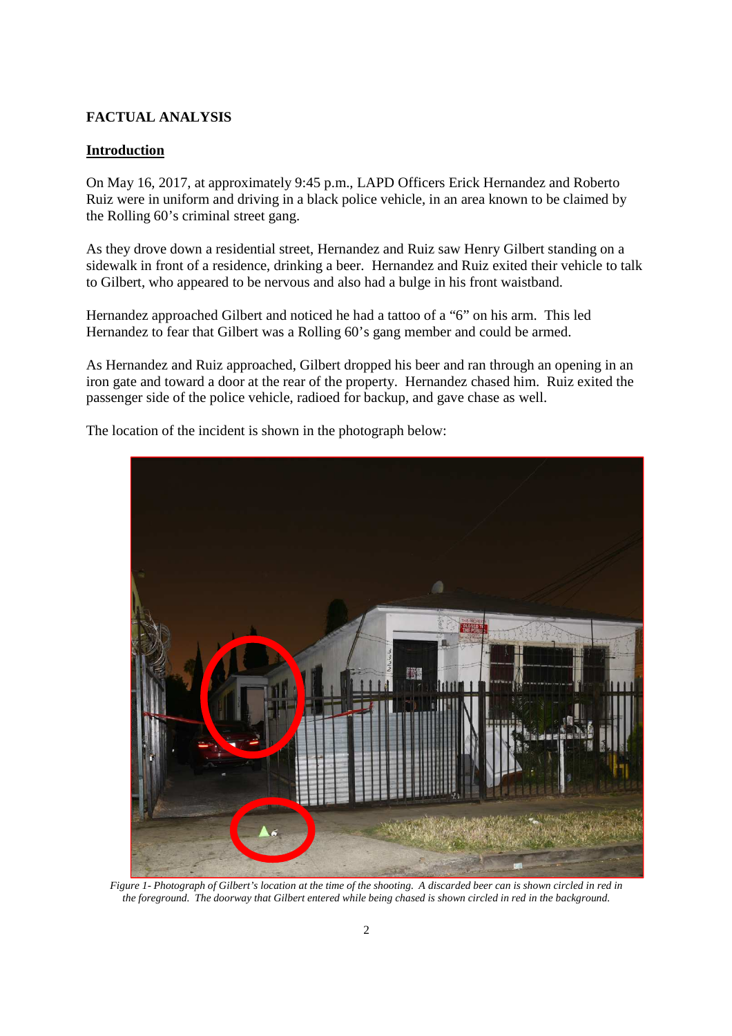## FACTUAL ANALYSIS

### Introduction

On May 16, 2017, at approximately 9:45 p.m., LAPD Officers Erick Hernandez and Roberto Ruiz were in uniform and driving in a black police vehicle, in an area known to be claimed by the Rolling 60's criminal street gang.

As they drove down a residential street, Hernandez and Ruiz saw Henry Gilbert standing on a sidewalk in front of a residence, drinking a beer. Hernandez and Ruiz exited their vehicle to talk to Gilbert, who appeared to be nervous and also had a bulge in his front waistband.

Hernandez approached Gilbert and noticed he had a tattoo of a "6" on his arm. This led Hernandez to fear that Gilbert was a Rolling 60's gang member and could be armed.

As Hernandez and Ruiz approached, Gilbert dropped his beer and ran through an opening in an iron gate and toward a door at the rear of the property. Hernandez chased him. Ruiz exited the passenger side of the police vehicle, radioed for backup, and gave chase as well.

The location of the incident is shown in the photograph below:

*Figure 1- Photograph of Gilbert's location at the time of the shooting. A discarded beer can is shown circled in red in the foreground. The doorway that Gilbert entered while being chased is shown circled in red in the background.*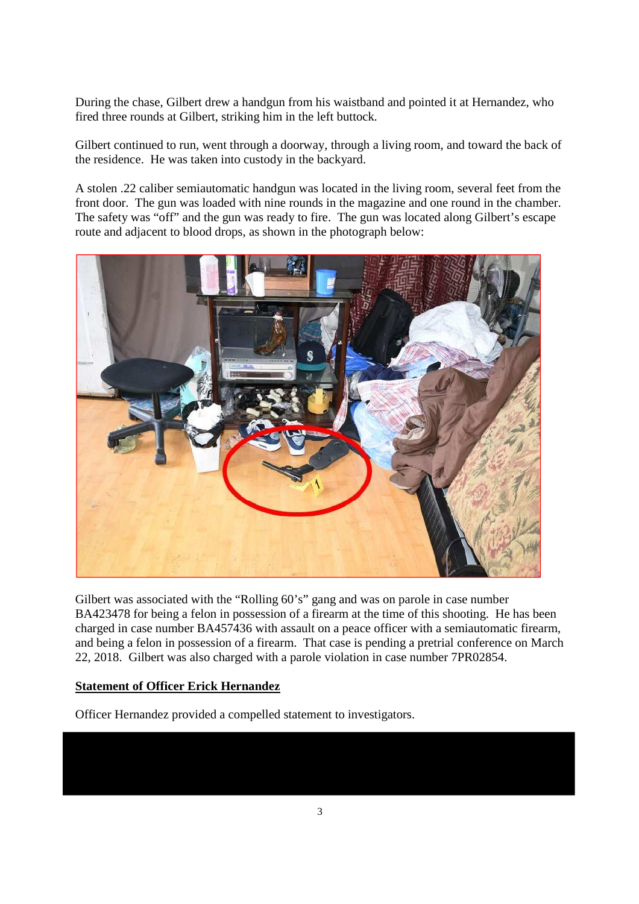During the chase, Gilbert drew a handgun from his waistband and pointed it at Hernandez, who fired three rounds at Gilbert, striking him in the left buttock.

Gilbert continued to run, went through a doorway, through a living room, and toward the back of the residence. He was taken into custody in the backyard.

A stolen .22 caliber semiautomatic handgun was located in the living room, several feet from the front door. The gun was loaded with nine rounds in the magazine and one round in the chamber. The safety was "off" and the gun was ready to fire. The gun was located along Gilbert's escape route and adjacent to blood drops, as shown in the photograph below:

Gilbert was associated with the "Rolling 60's" gang and was on parole in case number BA423478 for being a felon in possession of a firearm at the time of this shooting. He has been charged in case number BA457436 with assault on a peace officer with a semiautomatic firearm, and being a felon in possession of a firearm. That case is pending a pretrial conference on March 22, 2018. Gilbert was also charged with a parole violation in case number 7PR02854.

**<u>Statement of Officer Erick Hernandez</u>**

Officer Hernandez provided a compelled statement to investigators.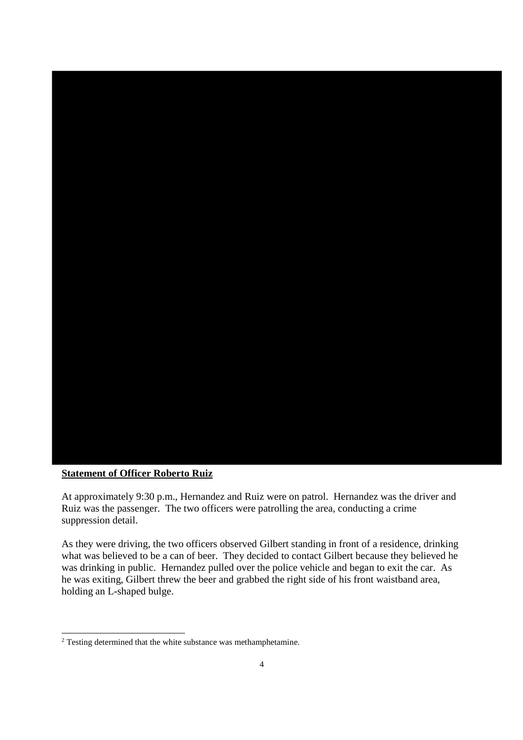**Statement of Officer Roberto Ruiz**

At approximately 9:30 p.m., Hernandez and Ruiz were on patrol. Hernandez was the driver and Ruiz was the passenger. The two officers were patrolling the area, conducting a crime suppression detail.

As they were driving, the two officers observed Gilbert standing in front of a residence, drinking what was believed to be a can of beer. They decided to contact Gilbert because they believed he was drinking in public. Hernandez pulled over the police vehicle and began to exit the car. As he was exiting, Gilbert threw the beer and grabbed the right side of his front waistband area, holding an L-shaped bulge.

---

[2] Testing determined that the white substance was methamphetamine.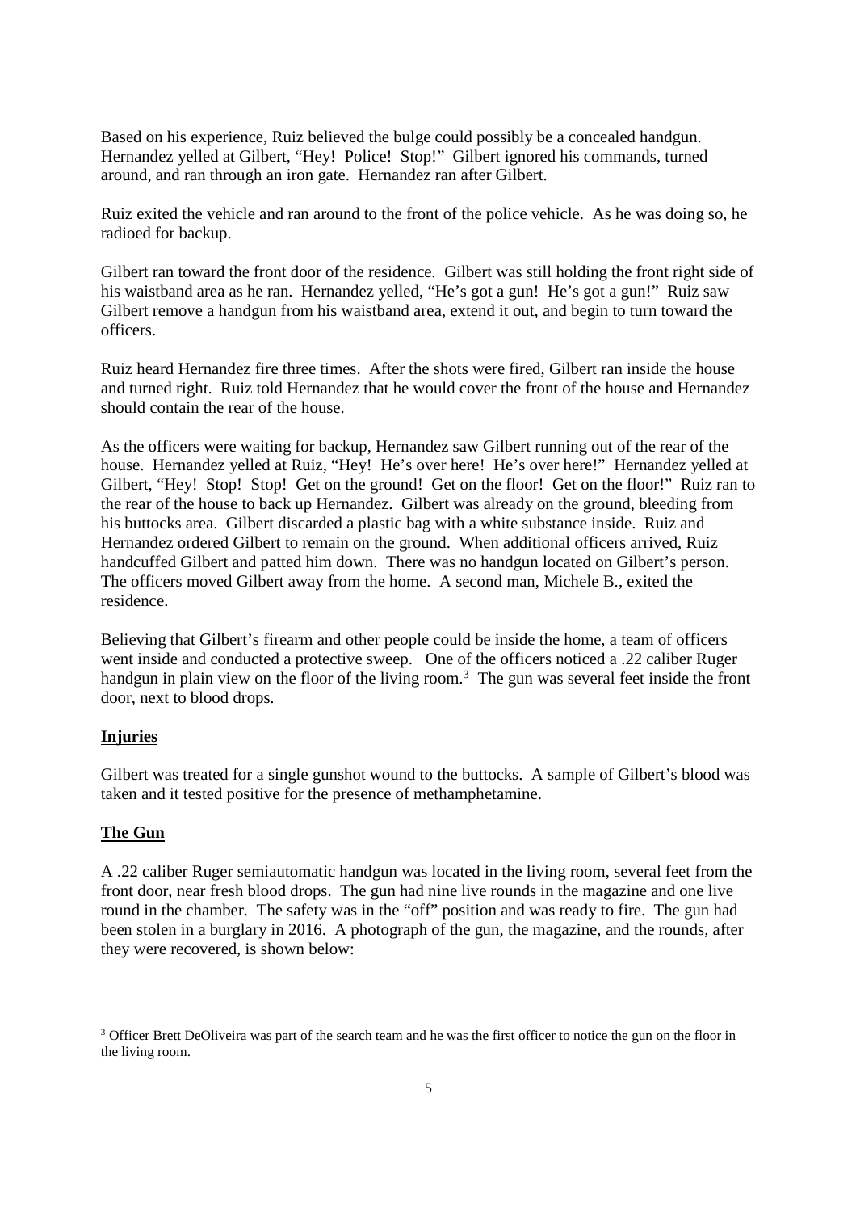Based on his experience, Ruiz believed the bulge could possibly be a concealed handgun. Hernandez yelled at Gilbert, "Hey! Police! Stop!" Gilbert ignored his commands, turned around, and ran through an iron gate. Hernandez ran after Gilbert.

Ruiz exited the vehicle and ran around to the front of the police vehicle. As he was doing so, he radioed for backup.

Gilbert ran toward the front door of the residence. Gilbert was still holding the front right side of his waistband area as he ran. Hernandez yelled, "He's got a gun! He's got a gun!" Ruiz saw Gilbert remove a handgun from his waistband area, extend it out, and begin to turn toward the officers.

Ruiz heard Hernandez fire three times. After the shots were fired, Gilbert ran inside the house and turned right. Ruiz told Hernandez that he would cover the front of the house and Hernandez should contain the rear of the house.

As the officers were waiting for backup, Hernandez saw Gilbert running out of the rear of the house. Hernandez yelled at Ruiz, "Hey! He's over here! He's over here!" Hernandez yelled at Gilbert, "Hey! Stop! Stop! Get on the ground! Get on the floor! Get on the floor!" Ruiz ran to the rear of the house to back up Hernandez. Gilbert was already on the ground, bleeding from his buttocks area. Gilbert discarded a plastic bag with a white substance inside. Ruiz and Hernandez ordered Gilbert to remain on the ground. When additional officers arrived, Ruiz handcuffed Gilbert and patted him down. There was no handgun located on Gilbert's person. The officers moved Gilbert away from the home. A second man, Michele B., exited the residence.

Believing that Gilbert's firearm and other people could be inside the home, a team of officers went inside and conducted a protective sweep. One of the officers noticed a .22 caliber Ruger handgun in plain view on the floor of the living room.[3] The gun was several feet inside the front door, next to blood drops.

**Injuries**

Gilbert was treated for a single gunshot wound to the buttocks. A sample of Gilbert's blood was taken and it tested positive for the presence of methamphetamine.

**The Gun**

A .22 caliber Ruger semiautomatic handgun was located in the living room, several feet from the front door, near fresh blood drops. The gun had nine live rounds in the magazine and one live round in the chamber. The safety was in the "off" position and was ready to fire. The gun had been stolen in a burglary in 2016. A photograph of the gun, the magazine, and the rounds, after they were recovered, is shown below:

[3] Officer Brett DeOliveira was part of the search team and he was the first officer to notice the gun on the floor in the living room.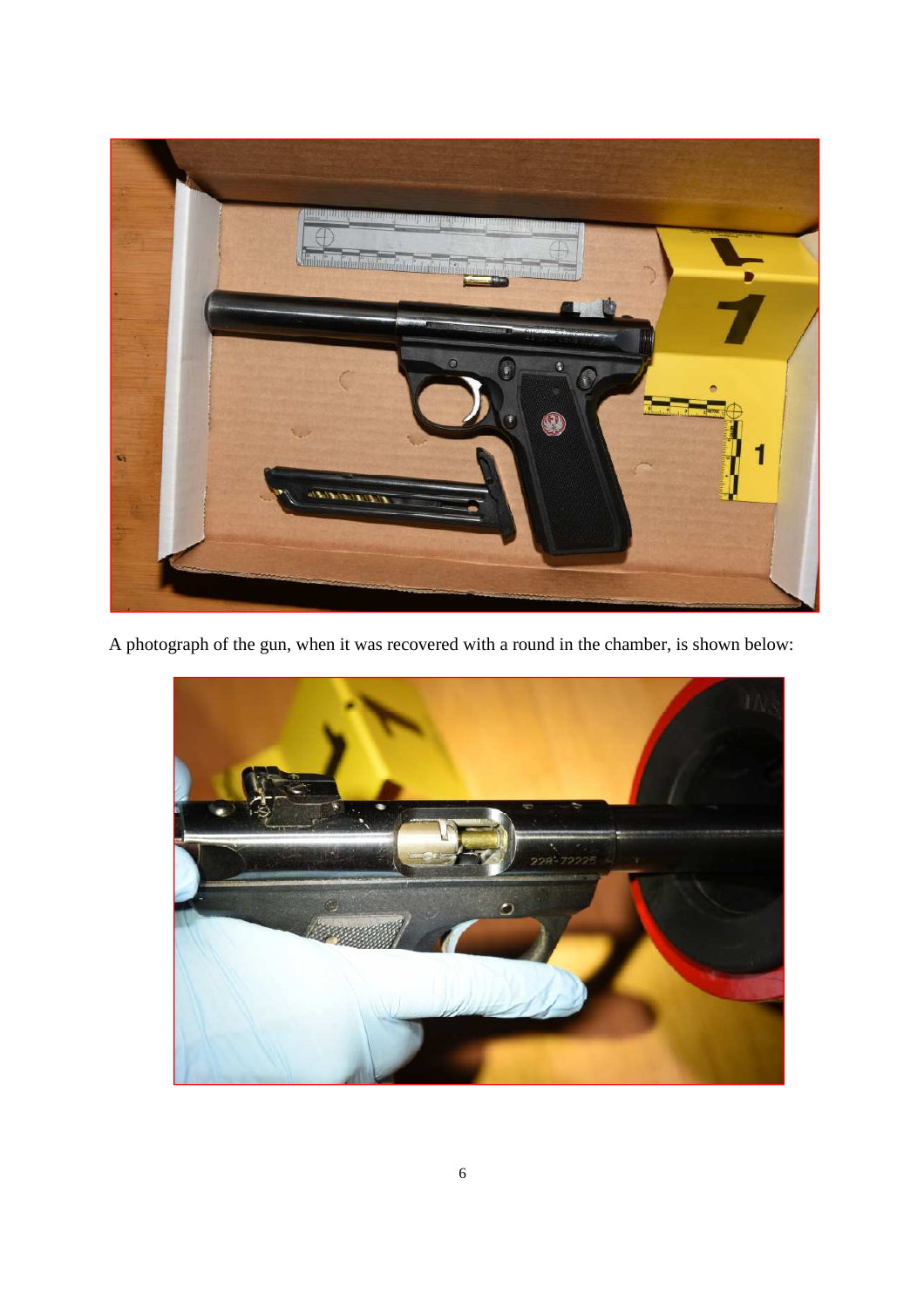A photograph of the gun, when it was recovered with a round in the chamber, is shown below: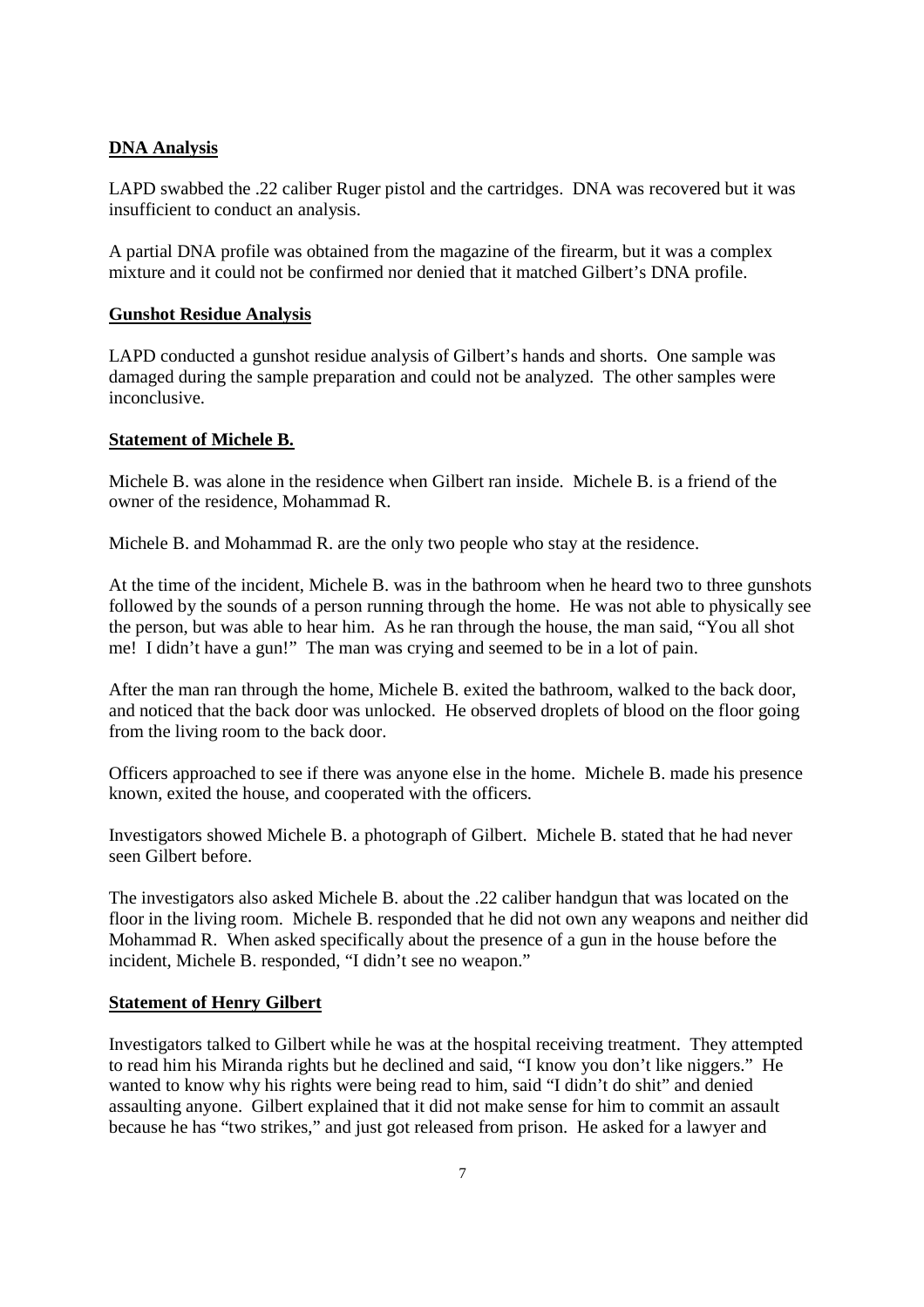**DNA Analysis**

LAPD swabbed the .22 caliber Ruger pistol and the cartridges. DNA was recovered but it was insufficient to conduct an analysis.

A partial DNA profile was obtained from the magazine of the firearm, but it was a complex mixture and it could not be confirmed nor denied that it matched Gilbert's DNA profile.

**Gunshot Residue Analysis**

LAPD conducted a gunshot residue analysis of Gilbert's hands and shorts. One sample was damaged during the sample preparation and could not be analyzed. The other samples were inconclusive.

**Statement of Michele B.**

Michele B. was alone in the residence when Gilbert ran inside. Michele B. is a friend of the owner of the residence, Mohammad R.

Michele B. and Mohammad R. are the only two people who stay at the residence.

At the time of the incident, Michele B. was in the bathroom when he heard two to three gunshots followed by the sounds of a person running through the home. He was not able to physically see the person, but was able to hear him. As he ran through the house, the man said, "You all shot me! I didn't have a gun!" The man was crying and seemed to be in a lot of pain.

After the man ran through the home, Michele B. exited the bathroom, walked to the back door, and noticed that the back door was unlocked. He observed droplets of blood on the floor going from the living room to the back door.

Officers approached to see if there was anyone else in the home. Michele B. made his presence known, exited the house, and cooperated with the officers.

Investigators showed Michele B. a photograph of Gilbert. Michele B. stated that he had never seen Gilbert before.

The investigators also asked Michele B. about the .22 caliber handgun that was located on the floor in the living room. Michele B. responded that he did not own any weapons and neither did Mohammad R. When asked specifically about the presence of a gun in the house before the incident, Michele B. responded, "I didn't see no weapon."

**Statement of Henry Gilbert**

Investigators talked to Gilbert while he was at the hospital receiving treatment. They attempted to read him his Miranda rights but he declined and said, "I know you don't like niggers." He wanted to know why his rights were being read to him, said "I didn't do shit" and denied assaulting anyone. Gilbert explained that it did not make sense for him to commit an assault because he has "two strikes," and just got released from prison. He asked for a lawyer and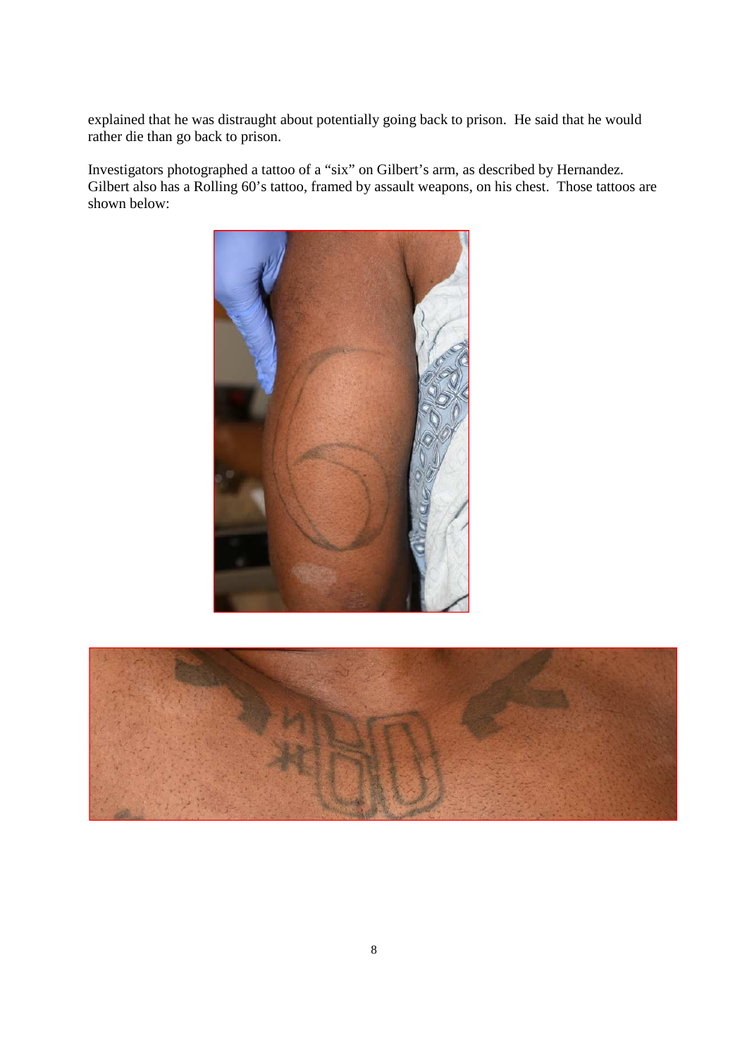explained that he was distraught about potentially going back to prison. He said that he would rather die than go back to prison.

Investigators photographed a tattoo of a "six" on Gilbert's arm, as described by Hernandez. Gilbert also has a Rolling 60's tattoo, framed by assault weapons, on his chest. Those tattoos are shown below: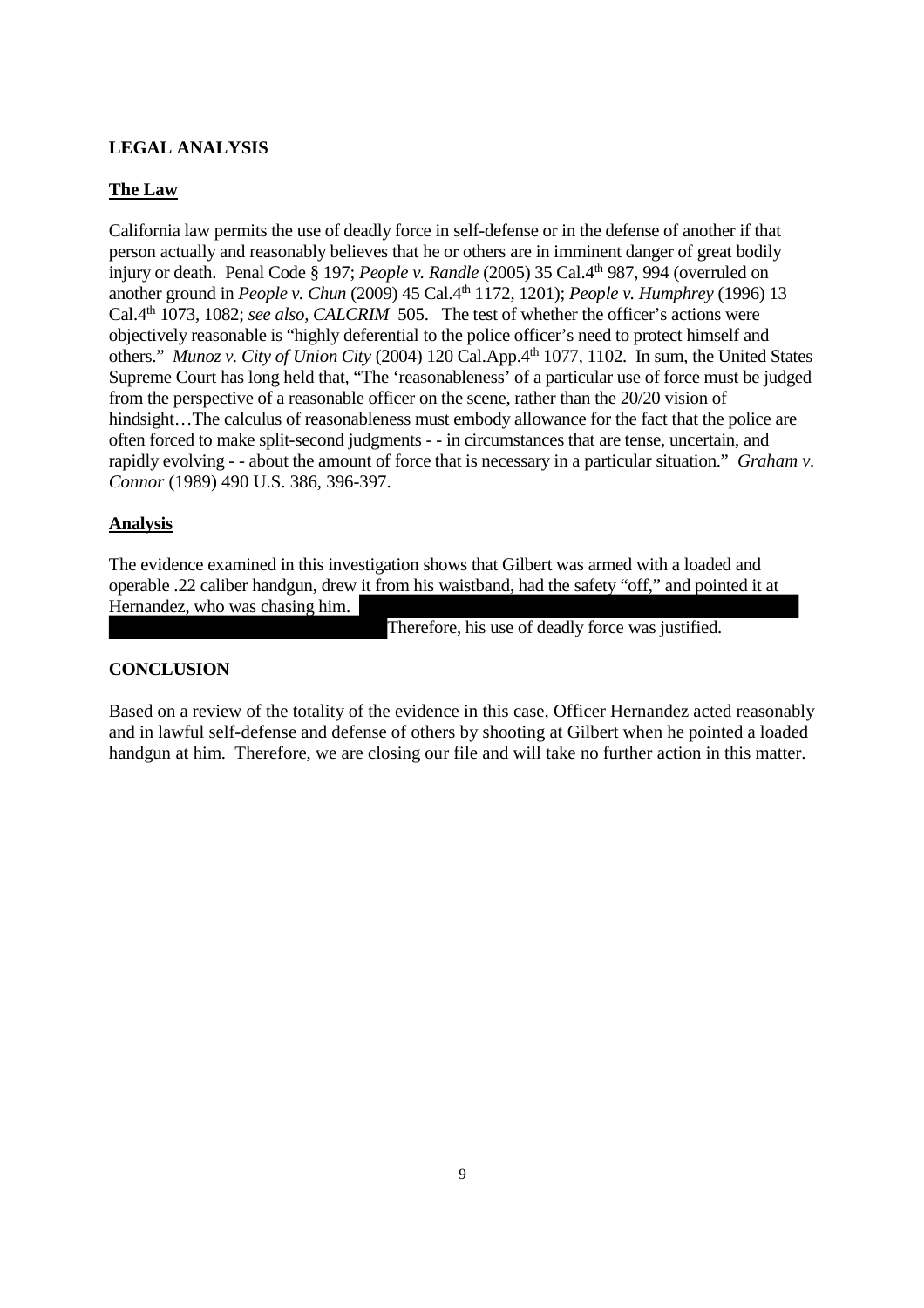**LEGAL ANALYSIS**

**The Law**

California law permits the use of deadly force in self-defense or in the defense of another if that person actually and reasonably believes that he or others are in imminent danger of great bodily injury or death. Penal Code § 197; *People v. Randle* (2005) 35 Cal.4th 987, 994 (overruled on another ground in *People v. Chun* (2009) 45 Cal.4th 1172, 1201); *People v. Humphrey* (1996) 13 Cal.4th 1073, 1082; *see also, CALCRIM* 505. The test of whether the officer's actions were objectively reasonable is "highly deferential to the police officer's need to protect himself and others." *Munoz v. City of Union City* (2004) 120 Cal.App.4th 1077, 1102. In sum, the United States Supreme Court has long held that, "The 'reasonableness' of a particular use of force must be judged from the perspective of a reasonable officer on the scene, rather than the 20/20 vision of hindsight…The calculus of reasonableness must embody allowance for the fact that the police are often forced to make split-second judgments - - in circumstances that are tense, uncertain, and rapidly evolving - - about the amount of force that is necessary in a particular situation." *Graham v. Connor* (1989) 490 U.S. 386, 396-397.

**Analysis**

The evidence examined in this investigation shows that Gilbert was armed with a loaded and operable .22 caliber handgun, drew it from his waistband, had the safety "off," and pointed it at Hernandez, who was chasing him. [REDACTED] Therefore, his use of deadly force was justified.

**CONCLUSION**

Based on a review of the totality of the evidence in this case, Officer Hernandez acted reasonably and in lawful self-defense and defense of others by shooting at Gilbert when he pointed a loaded handgun at him. Therefore, we are closing our file and will take no further action in this matter.